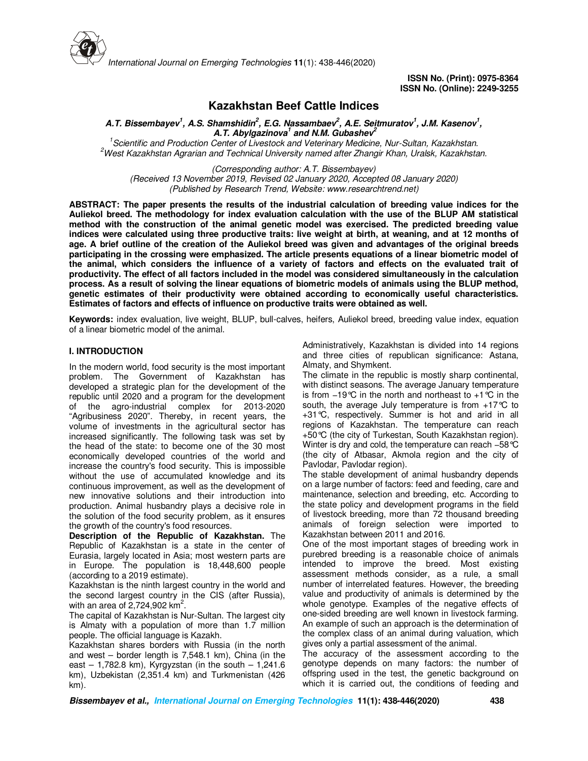ISSN No. (Print): 0975-8364
ISSN No. (Online): 2249-3255

# Kazakhstan Beef Cattle Indices

***A.T. Bissembayev[1], A.S. Shamshidin[2], E.G. Nassambaev[2], A.E. Seitmuratov[1], J.M. Kasenov[1], A.T. Abylgazinova[1] and N.M. Gubashev[2]***

*[1]Scientific and Production Center of Livestock and Veterinary Medicine, Nur-Sultan, Kazakhstan.*
*[2]West Kazakhstan Agrarian and Technical University named after Zhangir Khan, Uralsk, Kazakhstan.*

*(Corresponding author: A.T. Bissembayev)*
*(Received 13 November 2019, Revised 02 January 2020, Accepted 08 January 2020)*
*(Published by Research Trend, Website: www.researchtrend.net)*

**ABSTRACT: The paper presents the results of the industrial calculation of breeding value indices for the Auliekol breed. The methodology for index evaluation calculation with the use of the BLUP AM statistical method with the construction of the animal genetic model was exercised. The predicted breeding value indices were calculated using three productive traits: live weight at birth, at weaning, and at 12 months of age. A brief outline of the creation of the Auliekol breed was given and advantages of the original breeds participating in the crossing were emphasized. The article presents equations of a linear biometric model of the animal, which considers the influence of a variety of factors and effects on the evaluated trait of productivity. The effect of all factors included in the model was considered simultaneously in the calculation process. As a result of solving the linear equations of biometric models of animals using the BLUP method, genetic estimates of their productivity were obtained according to economically useful characteristics. Estimates of factors and effects of influence on productive traits were obtained as well.**

**Keywords:** index evaluation, live weight, BLUP, bull-calves, heifers, Auliekol breed, breeding value index, equation of a linear biometric model of the animal.

## I. INTRODUCTION

In the modern world, food security is the most important problem. The Government of Kazakhstan has developed a strategic plan for the development of the republic until 2020 and a program for the development of the agro-industrial complex for 2013-2020 "Agribusiness 2020". Thereby, in recent years, the volume of investments in the agricultural sector has increased significantly. The following task was set by the head of the state: to become one of the 30 most economically developed countries of the world and increase the country's food security. This is impossible without the use of accumulated knowledge and its continuous improvement, as well as the development of new innovative solutions and their introduction into production. Animal husbandry plays a decisive role in the solution of the food security problem, as it ensures the growth of the country's food resources.

**Description of the Republic of Kazakhstan.** The Republic of Kazakhstan is a state in the center of Eurasia, largely located in Asia; most western parts are in Europe. The population is 18,448,600 people (according to a 2019 estimate).

Kazakhstan is the ninth largest country in the world and the second largest country in the CIS (after Russia), with an area of 2,724,902 km$^2$.

The capital of Kazakhstan is Nur-Sultan. The largest city is Almaty with a population of more than 1.7 million people. The official language is Kazakh.

Kazakhstan shares borders with Russia (in the north and west – border length is 7,548.1 km), China (in the east – 1,782.8 km), Kyrgyzstan (in the south – 1,241.6 km), Uzbekistan (2,351.4 km) and Turkmenistan (426 km).

Administratively, Kazakhstan is divided into 14 regions and three cities of republican significance: Astana, Almaty, and Shymkent.

The climate in the republic is mostly sharp continental, with distinct seasons. The average January temperature is from –19°C in the north and northeast to +1°C in the south, the average July temperature is from +17°C to +31°C, respectively. Summer is hot and arid in all regions of Kazakhstan. The temperature can reach +50°C (the city of Turkestan, South Kazakhstan region). Winter is dry and cold, the temperature can reach –58°C (the city of Atbasar, Akmola region and the city of Pavlodar, Pavlodar region).

The stable development of animal husbandry depends on a large number of factors: feed and feeding, care and maintenance, selection and breeding, etc. According to the state policy and development programs in the field of livestock breeding, more than 72 thousand breeding animals of foreign selection were imported to Kazakhstan between 2011 and 2016.

One of the most important stages of breeding work in purebred breeding is a reasonable choice of animals intended to improve the breed. Most existing assessment methods consider, as a rule, a small number of interrelated features. However, the breeding value and productivity of animals is determined by the whole genotype. Examples of the negative effects of one-sided breeding are well known in livestock farming. An example of such an approach is the determination of the complex class of an animal during valuation, which gives only a partial assessment of the animal.

The accuracy of the assessment according to the genotype depends on many factors: the number of offspring used in the test, the genetic background on which it is carried out, the conditions of feeding and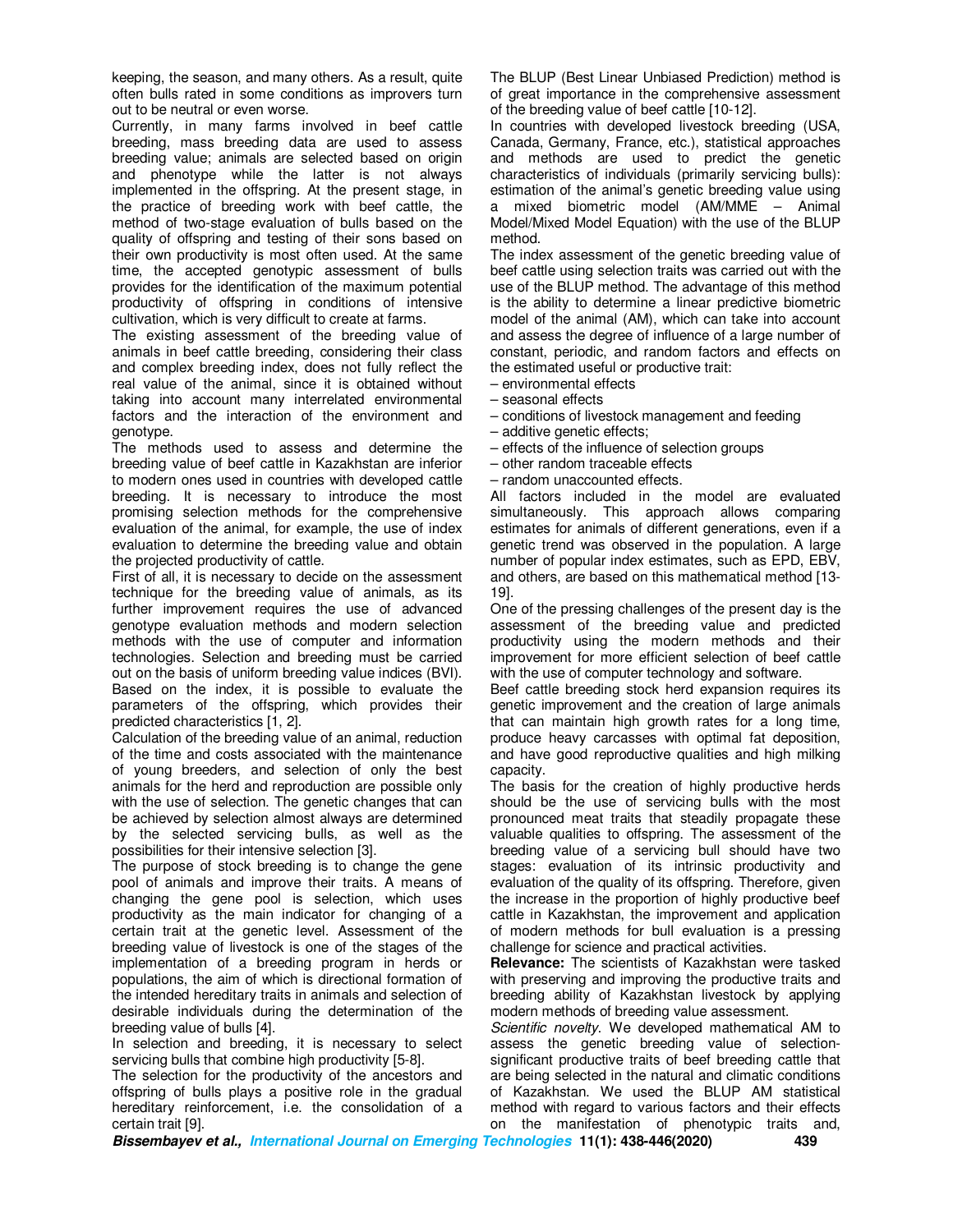keeping, the season, and many others. As a result, quite often bulls rated in some conditions as improvers turn out to be neutral or even worse.

Currently, in many farms involved in beef cattle breeding, mass breeding data are used to assess breeding value; animals are selected based on origin and phenotype while the latter is not always implemented in the offspring. At the present stage, in the practice of breeding work with beef cattle, the method of two-stage evaluation of bulls based on the quality of offspring and testing of their sons based on their own productivity is most often used. At the same time, the accepted genotypic assessment of bulls provides for the identification of the maximum potential productivity of offspring in conditions of intensive cultivation, which is very difficult to create at farms.

The existing assessment of the breeding value of animals in beef cattle breeding, considering their class and complex breeding index, does not fully reflect the real value of the animal, since it is obtained without taking into account many interrelated environmental factors and the interaction of the environment and genotype.

The methods used to assess and determine the breeding value of beef cattle in Kazakhstan are inferior to modern ones used in countries with developed cattle breeding. It is necessary to introduce the most promising selection methods for the comprehensive evaluation of the animal, for example, the use of index evaluation to determine the breeding value and obtain the projected productivity of cattle.

First of all, it is necessary to decide on the assessment technique for the breeding value of animals, as its further improvement requires the use of advanced genotype evaluation methods and modern selection methods with the use of computer and information technologies. Selection and breeding must be carried out on the basis of uniform breeding value indices (BVI). Based on the index, it is possible to evaluate the parameters of the offspring, which provides their predicted characteristics [1, 2].

Calculation of the breeding value of an animal, reduction of the time and costs associated with the maintenance of young breeders, and selection of only the best animals for the herd and reproduction are possible only with the use of selection. The genetic changes that can be achieved by selection almost always are determined by the selected servicing bulls, as well as the possibilities for their intensive selection [3].

The purpose of stock breeding is to change the gene pool of animals and improve their traits. A means of changing the gene pool is selection, which uses productivity as the main indicator for changing of a certain trait at the genetic level. Assessment of the breeding value of livestock is one of the stages of the implementation of a breeding program in herds or populations, the aim of which is directional formation of the intended hereditary traits in animals and selection of desirable individuals during the determination of the breeding value of bulls [4].

In selection and breeding, it is necessary to select servicing bulls that combine high productivity [5-8].

The selection for the productivity of the ancestors and offspring of bulls plays a positive role in the gradual hereditary reinforcement, i.e. the consolidation of a certain trait [9].

The BLUP (Best Linear Unbiased Prediction) method is of great importance in the comprehensive assessment of the breeding value of beef cattle [10-12].

In countries with developed livestock breeding (USA, Canada, Germany, France, etc.), statistical approaches and methods are used to predict the genetic characteristics of individuals (primarily servicing bulls): estimation of the animal's genetic breeding value using a mixed biometric model (AM/MME – Animal Model/Mixed Model Equation) with the use of the BLUP method.

The index assessment of the genetic breeding value of beef cattle using selection traits was carried out with the use of the BLUP method. The advantage of this method is the ability to determine a linear predictive biometric model of the animal (AM), which can take into account and assess the degree of influence of a large number of constant, periodic, and random factors and effects on the estimated useful or productive trait:

– environmental effects
– seasonal effects
– conditions of livestock management and feeding
– additive genetic effects;
– effects of the influence of selection groups
– other random traceable effects
– random unaccounted effects.

All factors included in the model are evaluated simultaneously. This approach allows comparing estimates for animals of different generations, even if a genetic trend was observed in the population. A large number of popular index estimates, such as EPD, EBV, and others, are based on this mathematical method [13-19].

One of the pressing challenges of the present day is the assessment of the breeding value and predicted productivity using the modern methods and their improvement for more efficient selection of beef cattle with the use of computer technology and software.

Beef cattle breeding stock herd expansion requires its genetic improvement and the creation of large animals that can maintain high growth rates for a long time, produce heavy carcasses with optimal fat deposition, and have good reproductive qualities and high milking capacity.

The basis for the creation of highly productive herds should be the use of servicing bulls with the most pronounced meat traits that steadily propagate these valuable qualities to offspring. The assessment of the breeding value of a servicing bull should have two stages: evaluation of its intrinsic productivity and evaluation of the quality of its offspring. Therefore, given the increase in the proportion of highly productive beef cattle in Kazakhstan, the improvement and application of modern methods for bull evaluation is a pressing challenge for science and practical activities.

**Relevance:** The scientists of Kazakhstan were tasked with preserving and improving the productive traits and breeding ability of Kazakhstan livestock by applying modern methods of breeding value assessment.

*Scientific novelty.* We developed mathematical AM to assess the genetic breeding value of selection-significant productive traits of beef breeding cattle that are being selected in the natural and climatic conditions of Kazakhstan. We used the BLUP AM statistical method with regard to various factors and their effects on the manifestation of phenotypic traits and,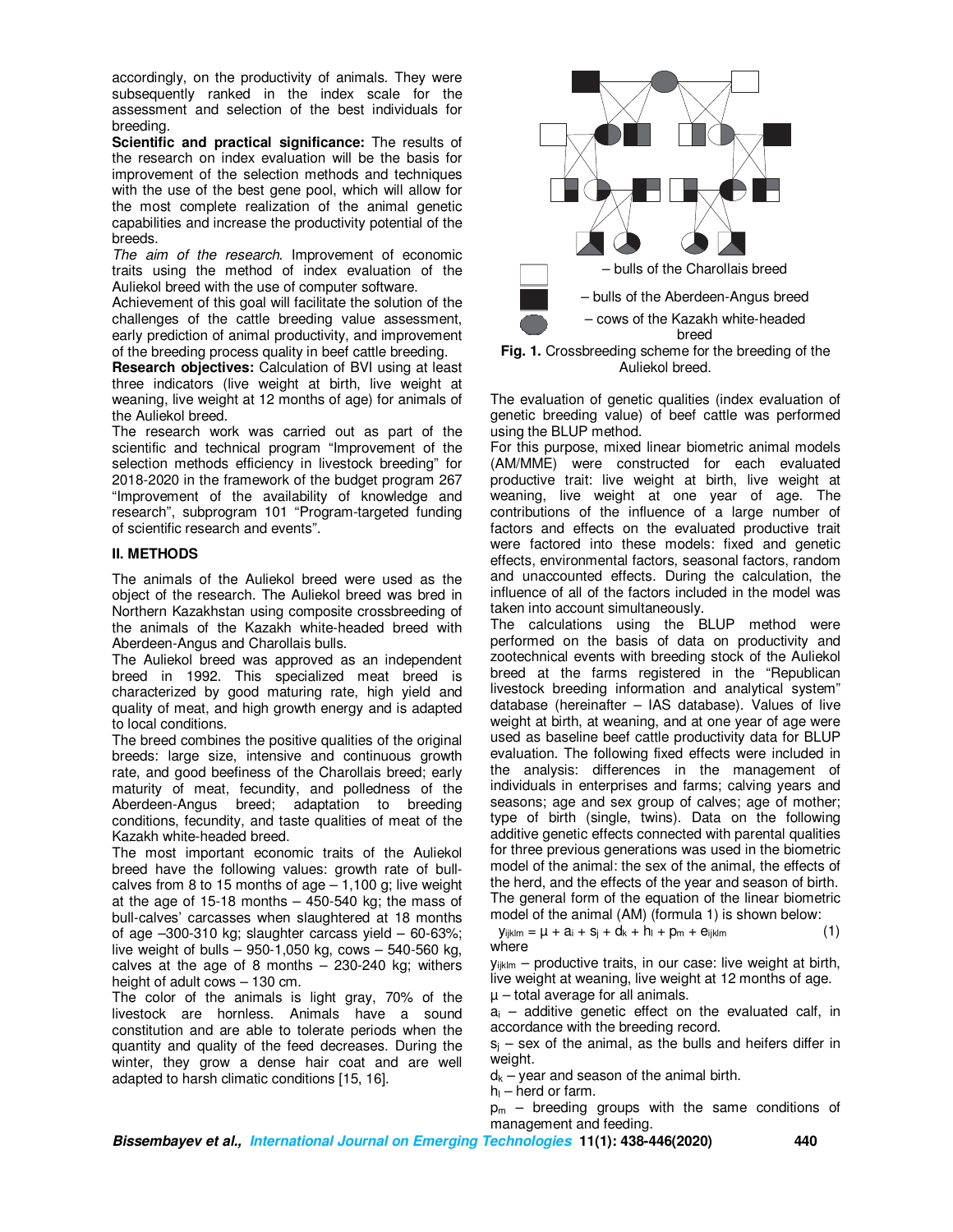accordingly, on the productivity of animals. They were subsequently ranked in the index scale for the assessment and selection of the best individuals for breeding.

**Scientific and practical significance:** The results of the research on index evaluation will be the basis for improvement of the selection methods and techniques with the use of the best gene pool, which will allow for the most complete realization of the animal genetic capabilities and increase the productivity potential of the breeds.

*The aim of the research*. Improvement of economic traits using the method of index evaluation of the Auliekol breed with the use of computer software.

Achievement of this goal will facilitate the solution of the challenges of the cattle breeding value assessment, early prediction of animal productivity, and improvement of the breeding process quality in beef cattle breeding.

**Research objectives:** Calculation of BVI using at least three indicators (live weight at birth, live weight at weaning, live weight at 12 months of age) for animals of the Auliekol breed.

The research work was carried out as part of the scientific and technical program "Improvement of the selection methods efficiency in livestock breeding" for 2018-2020 in the framework of the budget program 267 "Improvement of the availability of knowledge and research", subprogram 101 "Program-targeted funding of scientific research and events".

## II. METHODS

The animals of the Auliekol breed were used as the object of the research. The Auliekol breed was bred in Northern Kazakhstan using composite crossbreeding of the animals of the Kazakh white-headed breed with Aberdeen-Angus and Charollais bulls.

The Auliekol breed was approved as an independent breed in 1992. This specialized meat breed is characterized by good maturing rate, high yield and quality of meat, and high growth energy and is adapted to local conditions.

The breed combines the positive qualities of the original breeds: large size, intensive and continuous growth rate, and good beefiness of the Charollais breed; early maturity of meat, fecundity, and polledness of the Aberdeen-Angus breed; adaptation to breeding conditions, fecundity, and taste qualities of meat of the Kazakh white-headed breed.

The most important economic traits of the Auliekol breed have the following values: growth rate of bull-calves from 8 to 15 months of age – 1,100 g; live weight at the age of 15-18 months – 450-540 kg; the mass of bull-calves' carcasses when slaughtered at 18 months of age –300-310 kg; slaughter carcass yield – 60-63%; live weight of bulls – 950-1,050 kg, cows – 540-560 kg, calves at the age of 8 months – 230-240 kg; withers height of adult cows – 130 cm.

The color of the animals is light gray, 70% of the livestock are hornless. Animals have a sound constitution and are able to tolerate periods when the quantity and quality of the feed decreases. During the winter, they grow a dense hair coat and are well adapted to harsh climatic conditions [15, 16].

– bulls of the Charollais breed

– bulls of the Aberdeen-Angus breed

– cows of the Kazakh white-headed breed

**Fig. 1.** Crossbreeding scheme for the breeding of the Auliekol breed.

The evaluation of genetic qualities (index evaluation of genetic breeding value) of beef cattle was performed using the BLUP method.

For this purpose, mixed linear biometric animal models (AM/MME) were constructed for each evaluated productive trait: live weight at birth, live weight at weaning, live weight at one year of age. The contributions of the influence of a large number of factors and effects on the evaluated productive trait were factored into these models: fixed and genetic effects, environmental factors, seasonal factors, random and unaccounted effects. During the calculation, the influence of all of the factors included in the model was taken into account simultaneously.

The calculations using the BLUP method were performed on the basis of data on productivity and zootechnical events with breeding stock of the Auliekol breed at the farms registered in the "Republican livestock breeding information and analytical system" database (hereinafter – IAS database). Values of live weight at birth, at weaning, and at one year of age were used as baseline beef cattle productivity data for BLUP evaluation. The following fixed effects were included in the analysis: differences in the management of individuals in enterprises and farms; calving years and seasons; age and sex group of calves; age of mother; type of birth (single, twins). Data on the following additive genetic effects connected with parental qualities for three previous generations was used in the biometric model of the animal: the sex of the animal, the effects of the herd, and the effects of the year and season of birth.

The general form of the equation of the linear biometric model of the animal (AM) (formula 1) is shown below:

$$y_{ijklm} = \mu + a_i + s_j + d_k + h_l + p_m + e_{ijklm} \quad (1)$$

where

$y_{ijklm}$ – productive traits, in our case: live weight at birth, live weight at weaning, live weight at 12 months of age.

$\mu$ – total average for all animals.

$a_i$ – additive genetic effect on the evaluated calf, in accordance with the breeding record.

$s_j$ – sex of the animal, as the bulls and heifers differ in weight.

$d_k$ – year and season of the animal birth.

$h_l$ – herd or farm.

$p_m$ – breeding groups with the same conditions of management and feeding.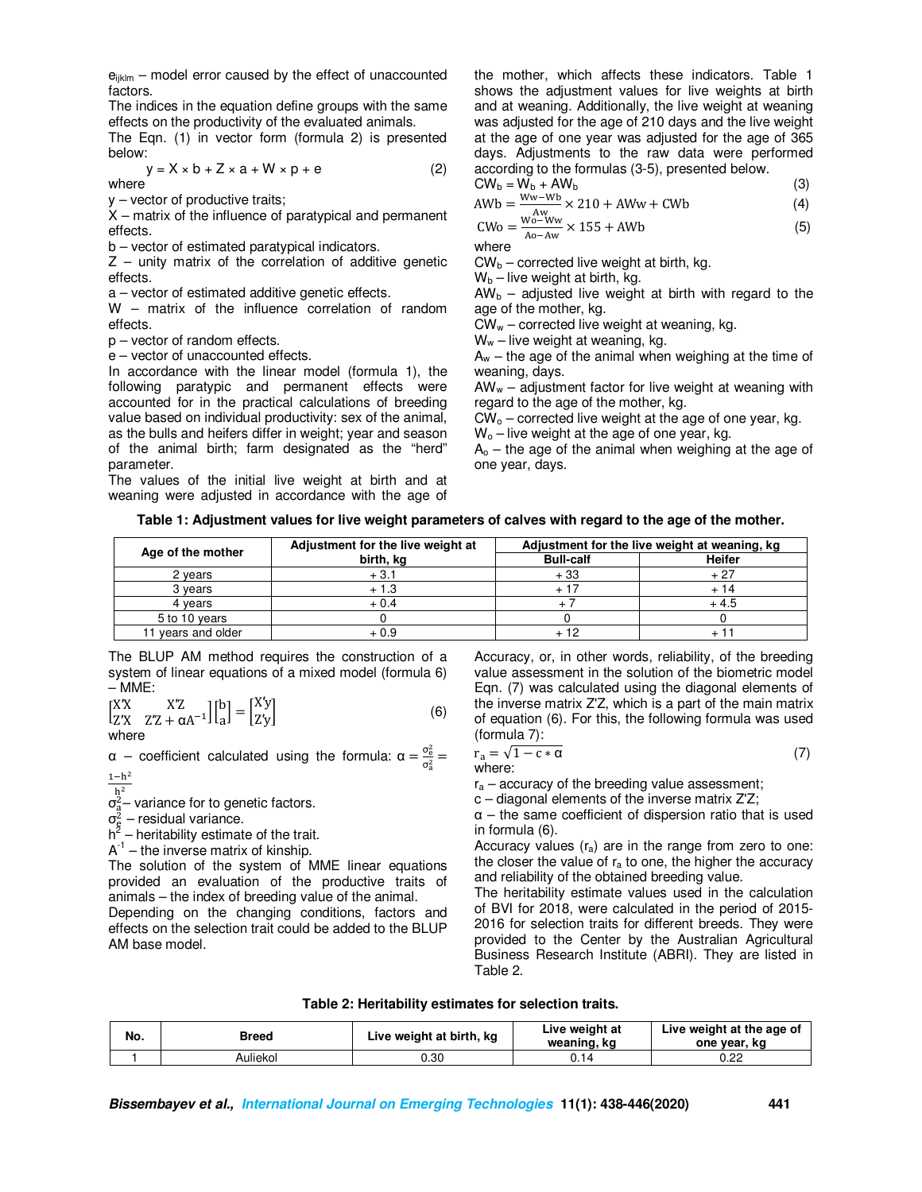$e_{ijklm}$ – model error caused by the effect of unaccounted factors.

The indices in the equation define groups with the same effects on the productivity of the evaluated animals.

The Eqn. (1) in vector form (formula 2) is presented below:

$$y = X \times b + Z \times a + W \times p + e \qquad (2)$$

where

y – vector of productive traits;

X – matrix of the influence of paratypical and permanent effects.

b – vector of estimated paratypical indicators.

Z – unity matrix of the correlation of additive genetic effects.

a – vector of estimated additive genetic effects.

W – matrix of the influence correlation of random effects.

p – vector of random effects.

e – vector of unaccounted effects.

In accordance with the linear model (formula 1), the following paratypic and permanent effects were accounted for in the practical calculations of breeding value based on individual productivity: sex of the animal, as the bulls and heifers differ in weight; year and season of the animal birth; farm designated as the "herd" parameter.

The values of the initial live weight at birth and at weaning were adjusted in accordance with the age of the mother, which affects these indicators. Table 1 shows the adjustment values for live weights at birth and at weaning. Additionally, the live weight at weaning was adjusted for the age of 210 days and the live weight at the age of one year was adjusted for the age of 365 days. Adjustments to the raw data were performed according to the formulas (3-5), presented below.

$$CW_b = W_b + AW_b \qquad (3)$$

$$AWb = \frac{Ww - Wb}{Aw} \times 210 + AWw + CWb \qquad (4)$$

$$CWo = \frac{Wo - Ww}{Ao - Aw} \times 155 + AWb \qquad (5)$$

where

$CW_b$ – corrected live weight at birth, kg.

$W_b$ – live weight at birth, kg.

$AW_b$ – adjusted live weight at birth with regard to the age of the mother, kg.

$CW_w$ – corrected live weight at weaning, kg.

$W_w$ – live weight at weaning, kg.

$A_w$ – the age of the animal when weighing at the time of weaning, days.

$AW_w$ – adjustment factor for live weight at weaning with regard to the age of the mother, kg.

$CW_o$ – corrected live weight at the age of one year, kg.

$W_o$ – live weight at the age of one year, kg.

$A_o$ – the age of the animal when weighing at the age of one year, days.

**Table 1: Adjustment values for live weight parameters of calves with regard to the age of the mother.**

| Age of the mother | Adjustment for the live weight at birth, kg | Adjustment for the live weight at weaning, kg | |
|---|---|---|---|
| | | Bull-calf | Heifer |
| 2 years | + 3.1 | + 33 | + 27 |
| 3 years | + 1.3 | + 17 | + 14 |
| 4 years | + 0.4 | + 7 | + 4.5 |
| 5 to 10 years | 0 | 0 | 0 |
| 11 years and older | + 0.9 | + 12 | + 11 |

The BLUP AM method requires the construction of a system of linear equations of a mixed model (formula 6) – MME:

$$\begin{bmatrix} X'X & X'Z \\ Z'X & Z'Z + \alpha A^{-1} \end{bmatrix} \begin{bmatrix} b \\ a \end{bmatrix} = \begin{bmatrix} X'y \\ Z'y \end{bmatrix} \qquad (6)$$

where

α – coefficient calculated using the formula: $\alpha = \frac{\sigma_e^2}{\sigma_a^2} = \frac{1-h^2}{h^2}$

$\sigma_a^2$ – variance for to genetic factors.

$\sigma_e^2$ – residual variance.

$h^2$ – heritability estimate of the trait.

$A^{-1}$ – the inverse matrix of kinship.

The solution of the system of MME linear equations provided an evaluation of the productive traits of animals – the index of breeding value of the animal.

Depending on the changing conditions, factors and effects on the selection trait could be added to the BLUP AM base model.

Accuracy, or, in other words, reliability, of the breeding value assessment in the solution of the biometric model Eqn. (7) was calculated using the diagonal elements of the inverse matrix Z'Z, which is a part of the main matrix of equation (6). For this, the following formula was used (formula 7):

$$r_a = \sqrt{1 - c * \alpha} \qquad (7)$$

where:

$r_a$ – accuracy of the breeding value assessment;

c – diagonal elements of the inverse matrix Z'Z;

α – the same coefficient of dispersion ratio that is used in formula (6).

Accuracy values ($r_a$) are in the range from zero to one: the closer the value of $r_a$ to one, the higher the accuracy and reliability of the obtained breeding value.

The heritability estimate values used in the calculation of BVI for 2018, were calculated in the period of 2015-2016 for selection traits for different breeds. They were provided to the Center by the Australian Agricultural Business Research Institute (ABRI). They are listed in Table 2.

**Table 2: Heritability estimates for selection traits.**

| No. | Breed | Live weight at birth, kg | Live weight at weaning, kg | Live weight at the age of one year, kg |
|---|---|---|---|---|
| 1 | Auliekol | 0.30 | 0.14 | 0.22 |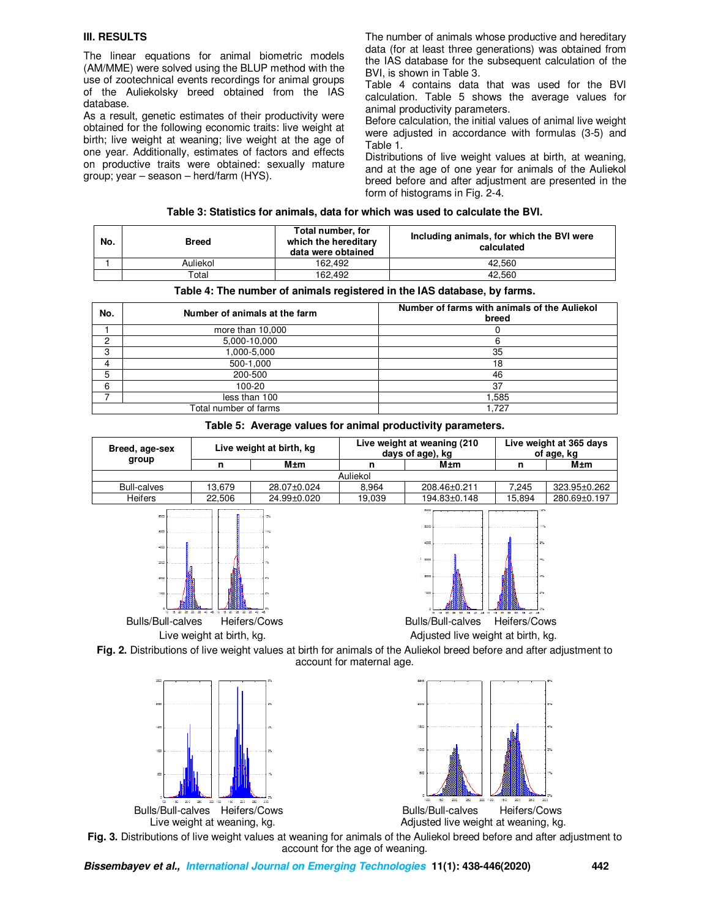### III. RESULTS

The linear equations for animal biometric models (AM/MME) were solved using the BLUP method with the use of zootechnical events recordings for animal groups of the Auliekolsky breed obtained from the IAS database.

As a result, genetic estimates of their productivity were obtained for the following economic traits: live weight at birth; live weight at weaning; live weight at the age of one year. Additionally, estimates of factors and effects on productive traits were obtained: sexually mature group; year – season – herd/farm (HYS).

The number of animals whose productive and hereditary data (for at least three generations) was obtained from the IAS database for the subsequent calculation of the BVI, is shown in Table 3.

Table 4 contains data that was used for the BVI calculation. Table 5 shows the average values for animal productivity parameters.

Before calculation, the initial values of animal live weight were adjusted in accordance with formulas (3-5) and Table 1.

Distributions of live weight values at birth, at weaning, and at the age of one year for animals of the Auliekol breed before and after adjustment are presented in the form of histograms in Fig. 2-4.

**Table 3: Statistics for animals, data for which was used to calculate the BVI.**

| No. | Breed | Total number, for which the hereditary data were obtained | Including animals, for which the BVI were calculated |
|---|---|---|---|
| 1 | Auliekol | 162,492 | 42,560 |
| | Total | 162,492 | 42,560 |

**Table 4: The number of animals registered in the IAS database, by farms.**

| No. | Number of animals at the farm | Number of farms with animals of the Auliekol breed |
|---|---|---|
| 1 | more than 10,000 | 0 |
| 2 | 5,000-10,000 | 6 |
| 3 | 1,000-5,000 | 35 |
| 4 | 500-1,000 | 18 |
| 5 | 200-500 | 46 |
| 6 | 100-20 | 37 |
| 7 | less than 100 | 1,585 |
| Total number of farms | | 1,727 |

**Table 5: Average values for animal productivity parameters.**

| Breed, age-sex group | Live weight at birth, kg | | Live weight at weaning (210 days of age), kg | | Live weight at 365 days of age, kg | |
|---|---|---|---|---|---|---|
| | n | M±m | n | M±m | n | M±m |
| Auliekol | | | | | | |
| Bull-calves | 13,679 | 28.07±0.024 | 8,964 | 208.46±0.211 | 7,245 | 323.95±0.262 |
| Heifers | 22,506 | 24.99±0.020 | 19,039 | 194.83±0.148 | 15,894 | 280.69±0.197 |

Bulls/Bull-calves Heifers/Cows
Live weight at birth, kg.

Bulls/Bull-calves Heifers/Cows
Adjusted live weight at birth, kg.

**Fig. 2.** Distributions of live weight values at birth for animals of the Auliekol breed before and after adjustment to account for maternal age.

Bulls/Bull-calves Heifers/Cows
Live weight at weaning, kg.

Bulls/Bull-calves Heifers/Cows
Adjusted live weight at weaning, kg.

**Fig. 3.** Distributions of live weight values at weaning for animals of the Auliekol breed before and after adjustment to account for the age of weaning.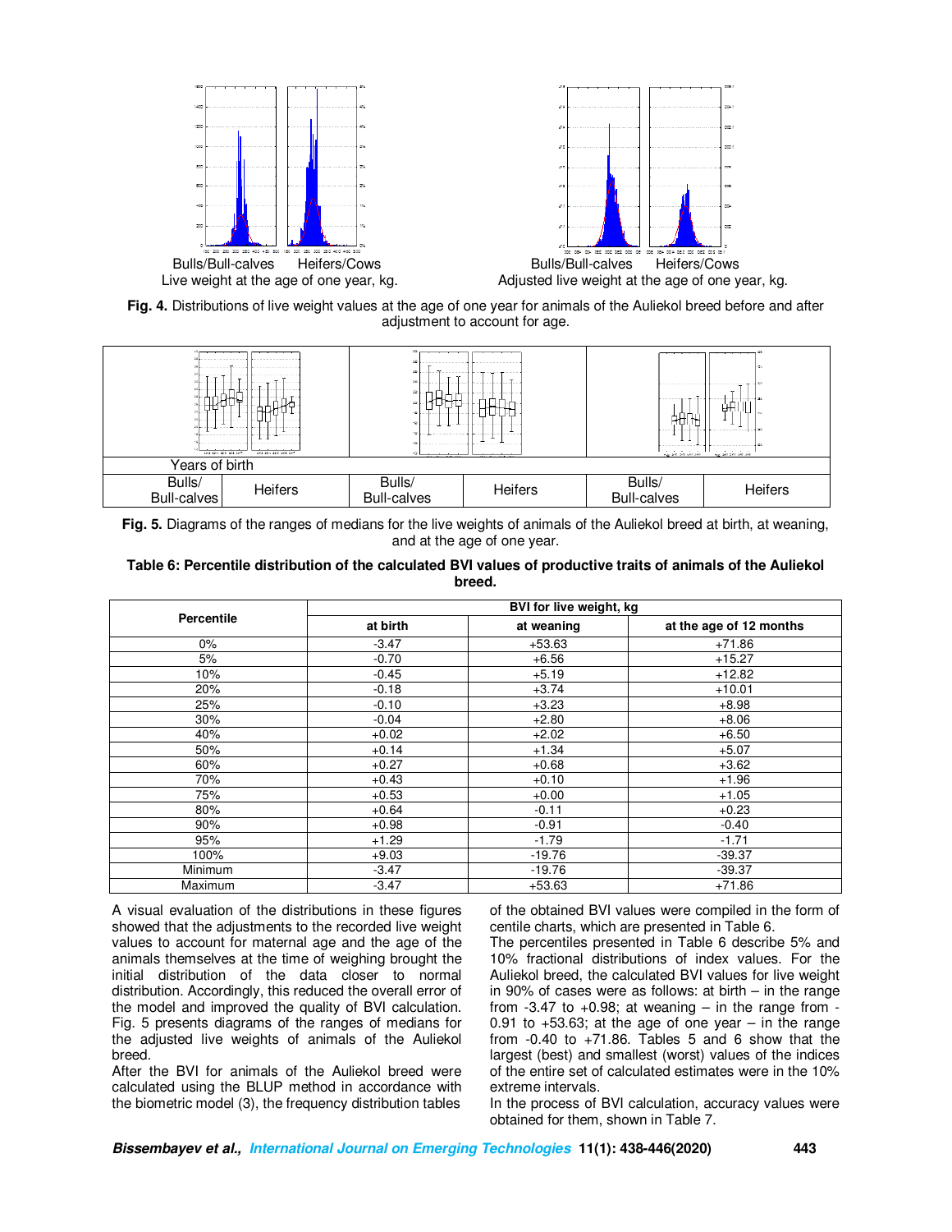Bulls/Bull-calves Heifers/Cows
Live weight at the age of one year, kg.

Bulls/Bull-calves Heifers/Cows
Adjusted live weight at the age of one year, kg.

**Fig. 4.** Distributions of live weight values at the age of one year for animals of the Auliekol breed before and after adjustment to account for age.

| Years of birth | | | | | |
|---|---|---|---|---|---|
| Bulls/ Bull-calves | Heifers | Bulls/ Bull-calves | Heifers | Bulls/ Bull-calves | Heifers |

**Fig. 5.** Diagrams of the ranges of medians for the live weights of animals of the Auliekol breed at birth, at weaning, and at the age of one year.

**Table 6: Percentile distribution of the calculated BVI values of productive traits of animals of the Auliekol breed.**

| Percentile | BVI for live weight, kg | | |
|---|---|---|---|
| | at birth | at weaning | at the age of 12 months |
| 0% | -3.47 | +53.63 | +71.86 |
| 5% | -0.70 | +6.56 | +15.27 |
| 10% | -0.45 | +5.19 | +12.82 |
| 20% | -0.18 | +3.74 | +10.01 |
| 25% | -0.10 | +3.23 | +8.98 |
| 30% | -0.04 | +2.80 | +8.06 |
| 40% | +0.02 | +2.02 | +6.50 |
| 50% | +0.14 | +1.34 | +5.07 |
| 60% | +0.27 | +0.68 | +3.62 |
| 70% | +0.43 | +0.10 | +1.96 |
| 75% | +0.53 | +0.00 | +1.05 |
| 80% | +0.64 | -0.11 | +0.23 |
| 90% | +0.98 | -0.91 | -0.40 |
| 95% | +1.29 | -1.79 | -1.71 |
| 100% | +9.03 | -19.76 | -39.37 |
| Minimum | -3.47 | -19.76 | -39.37 |
| Maximum | -3.47 | +53.63 | +71.86 |

A visual evaluation of the distributions in these figures showed that the adjustments to the recorded live weight values to account for maternal age and the age of the animals themselves at the time of weighing brought the initial distribution of the data closer to normal distribution. Accordingly, this reduced the overall error of the model and improved the quality of BVI calculation. Fig. 5 presents diagrams of the ranges of medians for the adjusted live weights of animals of the Auliekol breed.

After the BVI for animals of the Auliekol breed were calculated using the BLUP method in accordance with the biometric model (3), the frequency distribution tables of the obtained BVI values were compiled in the form of centile charts, which are presented in Table 6.

The percentiles presented in Table 6 describe 5% and 10% fractional distributions of index values. For the Auliekol breed, the calculated BVI values for live weight in 90% of cases were as follows: at birth – in the range from -3.47 to +0.98; at weaning – in the range from -0.91 to +53.63; at the age of one year – in the range from -0.40 to +71.86. Tables 5 and 6 show that the largest (best) and smallest (worst) values of the indices of the entire set of calculated estimates were in the 10% extreme intervals.

In the process of BVI calculation, accuracy values were obtained for them, shown in Table 7.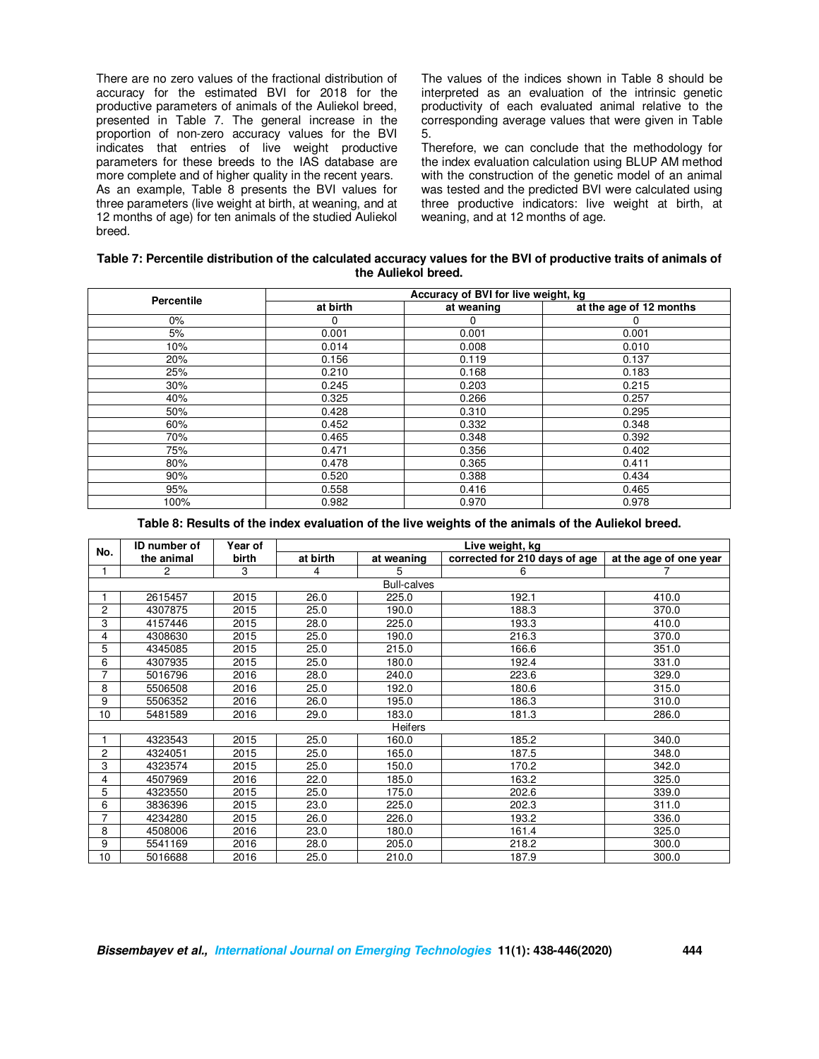There are no zero values of the fractional distribution of accuracy for the estimated BVI for 2018 for the productive parameters of animals of the Auliekol breed, presented in Table 7. The general increase in the proportion of non-zero accuracy values for the BVI indicates that entries of live weight productive parameters for these breeds to the IAS database are more complete and of higher quality in the recent years.

As an example, Table 8 presents the BVI values for three parameters (live weight at birth, at weaning, and at 12 months of age) for ten animals of the studied Auliekol breed.

The values of the indices shown in Table 8 should be interpreted as an evaluation of the intrinsic genetic productivity of each evaluated animal relative to the corresponding average values that were given in Table 5.

Therefore, we can conclude that the methodology for the index evaluation calculation using BLUP AM method with the construction of the genetic model of an animal was tested and the predicted BVI were calculated using three productive indicators: live weight at birth, at weaning, and at 12 months of age.

**Table 7: Percentile distribution of the calculated accuracy values for the BVI of productive traits of animals of the Auliekol breed.**

| Percentile | Accuracy of BVI for live weight, kg | | |
|---|---|---|---|
| | at birth | at weaning | at the age of 12 months |
| 0% | 0 | 0 | 0 |
| 5% | 0.001 | 0.001 | 0.001 |
| 10% | 0.014 | 0.008 | 0.010 |
| 20% | 0.156 | 0.119 | 0.137 |
| 25% | 0.210 | 0.168 | 0.183 |
| 30% | 0.245 | 0.203 | 0.215 |
| 40% | 0.325 | 0.266 | 0.257 |
| 50% | 0.428 | 0.310 | 0.295 |
| 60% | 0.452 | 0.332 | 0.348 |
| 70% | 0.465 | 0.348 | 0.392 |
| 75% | 0.471 | 0.356 | 0.402 |
| 80% | 0.478 | 0.365 | 0.411 |
| 90% | 0.520 | 0.388 | 0.434 |
| 95% | 0.558 | 0.416 | 0.465 |
| 100% | 0.982 | 0.970 | 0.978 |

**Table 8: Results of the index evaluation of the live weights of the animals of the Auliekol breed.**

| No. | ID number of the animal | Year of birth | Live weight, kg | | | |
|---|---|---|---|---|---|---|
| | | | at birth | at weaning | corrected for 210 days of age | at the age of one year |
| 1 | 2 | 3 | 4 | 5 | 6 | 7 |
| | | | Bull-calves | | | |
| 1 | 2615457 | 2015 | 26.0 | 225.0 | 192.1 | 410.0 |
| 2 | 4307875 | 2015 | 25.0 | 190.0 | 188.3 | 370.0 |
| 3 | 4157446 | 2015 | 28.0 | 225.0 | 193.3 | 410.0 |
| 4 | 4308630 | 2015 | 25.0 | 190.0 | 216.3 | 370.0 |
| 5 | 4345085 | 2015 | 25.0 | 215.0 | 166.6 | 351.0 |
| 6 | 4307935 | 2015 | 25.0 | 180.0 | 192.4 | 331.0 |
| 7 | 5016796 | 2016 | 28.0 | 240.0 | 223.6 | 329.0 |
| 8 | 5506508 | 2016 | 25.0 | 192.0 | 180.6 | 315.0 |
| 9 | 5506352 | 2016 | 26.0 | 195.0 | 186.3 | 310.0 |
| 10 | 5481589 | 2016 | 29.0 | 183.0 | 181.3 | 286.0 |
| | | | Heifers | | | |
| 1 | 4323543 | 2015 | 25.0 | 160.0 | 185.2 | 340.0 |
| 2 | 4324051 | 2015 | 25.0 | 165.0 | 187.5 | 348.0 |
| 3 | 4323574 | 2015 | 25.0 | 150.0 | 170.2 | 342.0 |
| 4 | 4507969 | 2016 | 22.0 | 185.0 | 163.2 | 325.0 |
| 5 | 4323550 | 2015 | 25.0 | 175.0 | 202.6 | 339.0 |
| 6 | 3836396 | 2015 | 23.0 | 225.0 | 202.3 | 311.0 |
| 7 | 4234280 | 2015 | 26.0 | 226.0 | 193.2 | 336.0 |
| 8 | 4508006 | 2016 | 23.0 | 180.0 | 161.4 | 325.0 |
| 9 | 5541169 | 2016 | 28.0 | 205.0 | 218.2 | 300.0 |
| 10 | 5016688 | 2016 | 25.0 | 210.0 | 187.9 | 300.0 |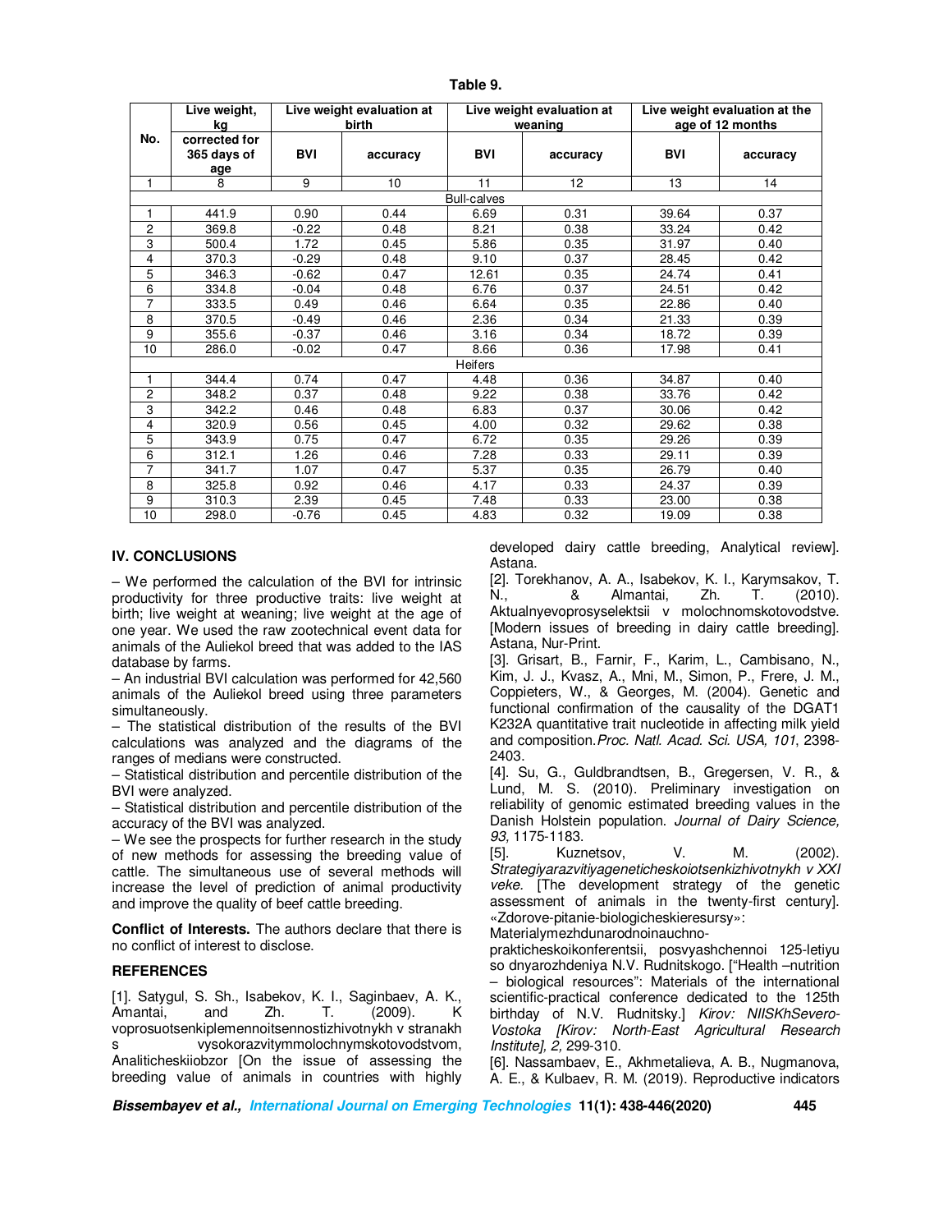**Table 9.**

| No. | Live weight, kg | Live weight evaluation at birth | | Live weight evaluation at weaning | | Live weight evaluation at the age of 12 months | |
|---|---|---|---|---|---|---|---|
| | corrected for 365 days of age | BVI | accuracy | BVI | accuracy | BVI | accuracy |
| 1 | 8 | 9 | 10 | 11 | 12 | 13 | 14 |
| Bull-calves | | | | | | | |
| 1 | 441.9 | 0.90 | 0.44 | 6.69 | 0.31 | 39.64 | 0.37 |
| 2 | 369.8 | -0.22 | 0.48 | 8.21 | 0.38 | 33.24 | 0.42 |
| 3 | 500.4 | 1.72 | 0.45 | 5.86 | 0.35 | 31.97 | 0.40 |
| 4 | 370.3 | -0.29 | 0.48 | 9.10 | 0.37 | 28.45 | 0.42 |
| 5 | 346.3 | -0.62 | 0.47 | 12.61 | 0.35 | 24.74 | 0.41 |
| 6 | 334.8 | -0.04 | 0.48 | 6.76 | 0.37 | 24.51 | 0.42 |
| 7 | 333.5 | 0.49 | 0.46 | 6.64 | 0.35 | 22.86 | 0.40 |
| 8 | 370.5 | -0.49 | 0.46 | 2.36 | 0.34 | 21.33 | 0.39 |
| 9 | 355.6 | -0.37 | 0.46 | 3.16 | 0.34 | 18.72 | 0.39 |
| 10 | 286.0 | -0.02 | 0.47 | 8.66 | 0.36 | 17.98 | 0.41 |
| Heifers | | | | | | | |
| 1 | 344.4 | 0.74 | 0.47 | 4.48 | 0.36 | 34.87 | 0.40 |
| 2 | 348.2 | 0.37 | 0.48 | 9.22 | 0.38 | 33.76 | 0.42 |
| 3 | 342.2 | 0.46 | 0.48 | 6.83 | 0.37 | 30.06 | 0.42 |
| 4 | 320.9 | 0.56 | 0.45 | 4.00 | 0.32 | 29.62 | 0.38 |
| 5 | 343.9 | 0.75 | 0.47 | 6.72 | 0.35 | 29.26 | 0.39 |
| 6 | 312.1 | 1.26 | 0.46 | 7.28 | 0.33 | 29.11 | 0.39 |
| 7 | 341.7 | 1.07 | 0.47 | 5.37 | 0.35 | 26.79 | 0.40 |
| 8 | 325.8 | 0.92 | 0.46 | 4.17 | 0.33 | 24.37 | 0.39 |
| 9 | 310.3 | 2.39 | 0.45 | 7.48 | 0.33 | 23.00 | 0.38 |
| 10 | 298.0 | -0.76 | 0.45 | 4.83 | 0.32 | 19.09 | 0.38 |

## IV. CONCLUSIONS

– We performed the calculation of the BVI for intrinsic productivity for three productive traits: live weight at birth; live weight at weaning; live weight at the age of one year. We used the raw zootechnical event data for animals of the Auliekol breed that was added to the IAS database by farms.

– An industrial BVI calculation was performed for 42,560 animals of the Auliekol breed using three parameters simultaneously.

– The statistical distribution of the results of the BVI calculations was analyzed and the diagrams of the ranges of medians were constructed.

– Statistical distribution and percentile distribution of the BVI were analyzed.

– Statistical distribution and percentile distribution of the accuracy of the BVI was analyzed.

– We see the prospects for further research in the study of new methods for assessing the breeding value of cattle. The simultaneous use of several methods will increase the level of prediction of animal productivity and improve the quality of beef cattle breeding.

**Conflict of Interests.** The authors declare that there is no conflict of interest to disclose.

## REFERENCES

[1]. Satygul, S. Sh., Isabekov, K. I., Saginbaev, A. K., Amantai, and Zh. T. (2009). K voprosuotsenkiplemennoitsennostizhivotnykh v stranakh s vysokorazvitymmolochnymskotovodstvom, Analiticheskiiobzor [On the issue of assessing the breeding value of animals in countries with highly developed dairy cattle breeding, Analytical review]. Astana.

[2]. Torekhanov, A. A., Isabekov, K. I., Karymsakov, T. N., & Almantai, Zh. T. (2010). Aktualnyevoprosyselektsii v molochnomskotovodstve. [Modern issues of breeding in dairy cattle breeding]. Astana, Nur-Print.

[3]. Grisart, B., Farnir, F., Karim, L., Cambisano, N., Kim, J. J., Kvasz, A., Mni, M., Simon, P., Frere, J. M., Coppieters, W., & Georges, M. (2004). Genetic and functional confirmation of the causality of the DGAT1 K232A quantitative trait nucleotide in affecting milk yield and composition. *Proc. Natl. Acad. Sci. USA, 101*, 2398-2403.

[4]. Su, G., Guldbrandtsen, B., Gregersen, V. R., & Lund, M. S. (2010). Preliminary investigation on reliability of genomic estimated breeding values in the Danish Holstein population. *Journal of Dairy Science, 93,* 1175-1183.

[5]. Kuznetsov, V. M. (2002). *Strategiyarazvitiyageneticheskoiotsenkizhivotnykh v XXI veke.* [The development strategy of the genetic assessment of animals in the twenty-first century]. «Zdorove-pitanie-biologicheskieresursy»: Materialymezhdunarodnoinauchno-prakticheskoikonferentsii, posvyashchennoi 125-letiyu so dnyarozhdeniya N.V. Rudnitskogo. ["Health –nutrition – biological resources": Materials of the international scientific-practical conference dedicated to the 125th birthday of N.V. Rudnitsky.] *Kirov: NIISKhSevero-Vostoka [Kirov: North-East Agricultural Research Institute], 2,* 299-310.

[6]. Nassambaev, E., Akhmetalieva, A. B., Nugmanova, A. E., & Kulbaev, R. M. (2019). Reproductive indicators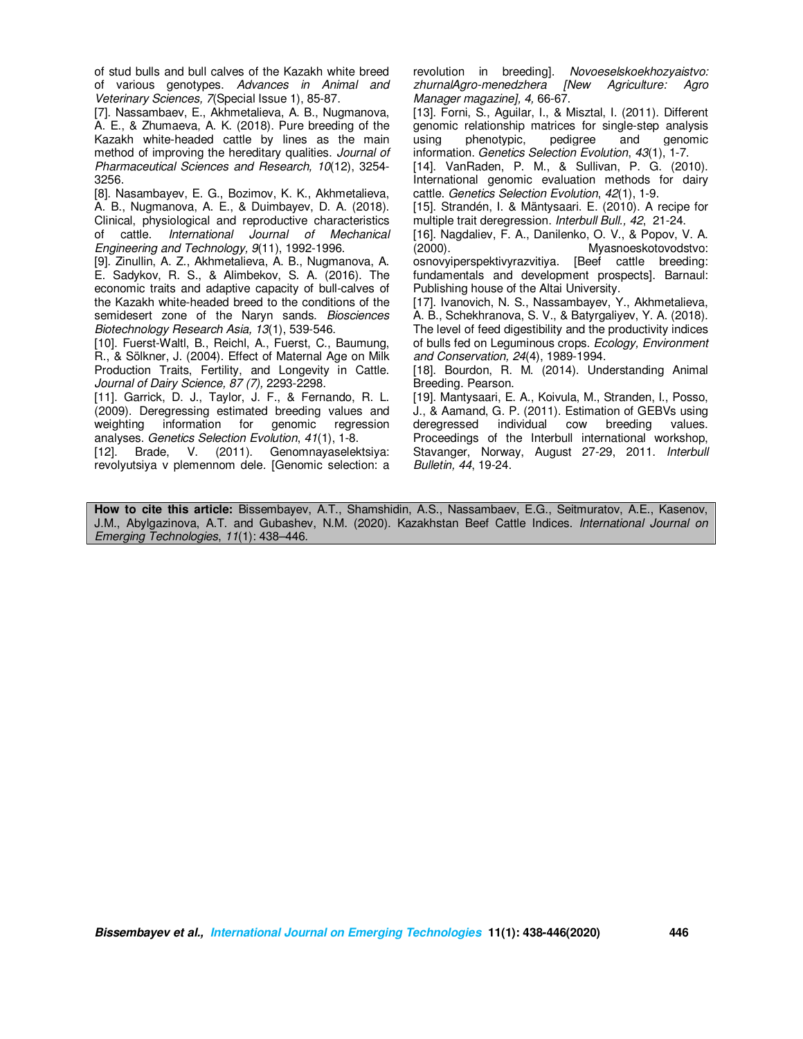of stud bulls and bull calves of the Kazakh white breed of various genotypes. *Advances in Animal and Veterinary Sciences, 7*(Special Issue 1), 85-87.

[7]. Nassambaev, E., Akhmetalieva, A. B., Nugmanova, A. E., & Zhumaeva, A. K. (2018). Pure breeding of the Kazakh white-headed cattle by lines as the main method of improving the hereditary qualities. *Journal of Pharmaceutical Sciences and Research, 10*(12), 3254-3256.

[8]. Nasambayev, E. G., Bozimov, K. K., Akhmetalieva, A. B., Nugmanova, A. E., & Duimbayev, D. A. (2018). Clinical, physiological and reproductive characteristics of cattle. *International Journal of Mechanical Engineering and Technology, 9*(11), 1992-1996.

[9]. Zinullin, A. Z., Akhmetalieva, A. B., Nugmanova, A. E. Sadykov, R. S., & Alimbekov, S. A. (2016). The economic traits and adaptive capacity of bull-calves of the Kazakh white-headed breed to the conditions of the semidesert zone of the Naryn sands. *Biosciences Biotechnology Research Asia, 13*(1), 539-546.

[10]. Fuerst-Waltl, B., Reichl, A., Fuerst, C., Baumung, R., & Sölkner, J. (2004). Effect of Maternal Age on Milk Production Traits, Fertility, and Longevity in Cattle. *Journal of Dairy Science, 87 (7),* 2293-2298.

[11]. Garrick, D. J., Taylor, J. F., & Fernando, R. L. (2009). Deregressing estimated breeding values and weighting information for genomic regression analyses. *Genetics Selection Evolution*, *41*(1), 1-8.

[12]. Brade, V. (2011). Genomnayaselektsiya: revolyutsiya v plemennom dele. [Genomic selection: a revolution in breeding]. *Novoeselskoekhozyaistvo: zhurnalAgro-menedzhera [New Agriculture: Agro Manager magazine], 4,* 66-67.

[13]. Forni, S., Aguilar, I., & Misztal, I. (2011). Different genomic relationship matrices for single-step analysis using phenotypic, pedigree and genomic information. *Genetics Selection Evolution*, *43*(1), 1-7.

[14]. VanRaden, P. M., & Sullivan, P. G. (2010). International genomic evaluation methods for dairy cattle. *Genetics Selection Evolution*, *42*(1), 1-9.

[15]. Strandén, I. & Mäntysaari. E. (2010). A recipe for multiple trait deregression. *Interbull Bull., 42*, 21-24.

[16]. Nagdaliev, F. A., Danilenko, O. V., & Popov, V. A. (2000). Myasnoeskotovodstvo: osnovyiperspektivyrazvitiya. [Beef cattle breeding: fundamentals and development prospects]. Barnaul: Publishing house of the Altai University.

[17]. Ivanovich, N. S., Nassambayev, Y., Akhmetalieva, A. B., Schekhranova, S. V., & Batyrgaliyev, Y. A. (2018). The level of feed digestibility and the productivity indices of bulls fed on Leguminous crops. *Ecology, Environment and Conservation, 24*(4), 1989-1994.

[18]. Bourdon, R. M. (2014). Understanding Animal Breeding. Pearson.

[19]. Mantysaari, E. A., Koivula, M., Stranden, I., Posso, J., & Aamand, G. P. (2011). Estimation of GEBVs using deregressed individual cow breeding values. Proceedings of the Interbull international workshop, Stavanger, Norway, August 27-29, 2011. *Interbull Bulletin, 44*, 19-24.

**How to cite this article:** Bissembayev, A.T., Shamshidin, A.S., Nassambaev, E.G., Seitmuratov, A.E., Kasenov, J.M., Abylgazinova, A.T. and Gubashev, N.M. (2020). Kazakhstan Beef Cattle Indices. *International Journal on Emerging Technologies*, *11*(1): 438–446.